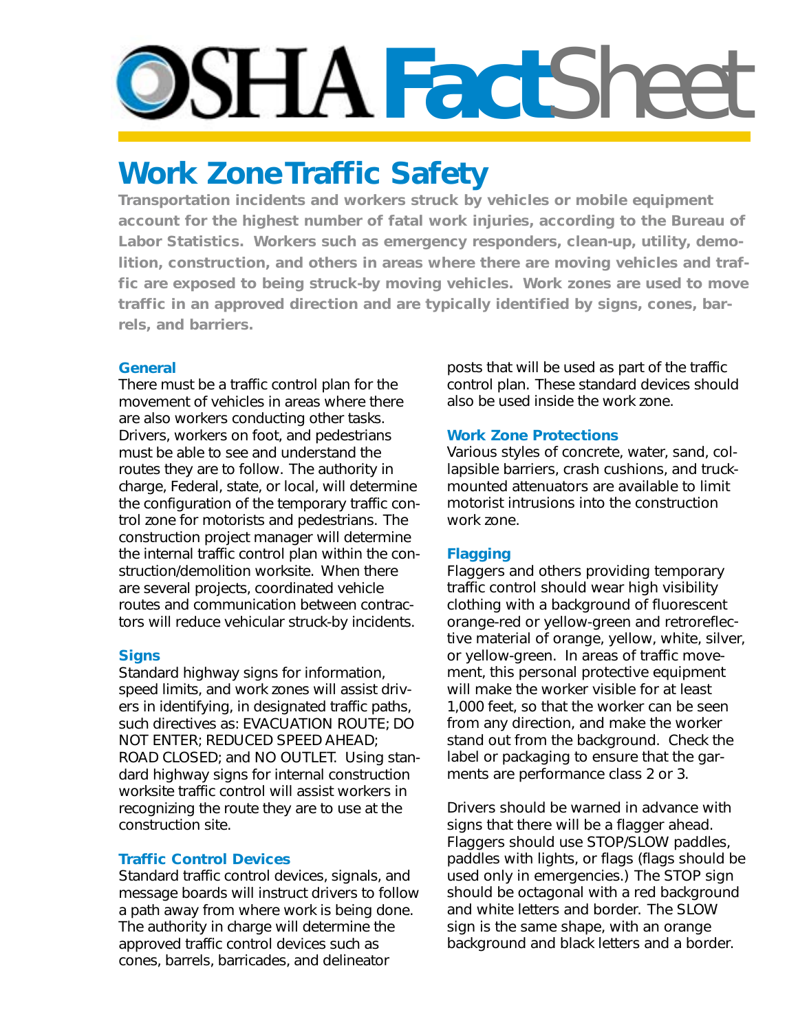# OSHA FactSheet

## Work Zone Traffic Safety

**Transportation incidents and workers struck by vehicles or mobile equipment account for the highest number of fatal work injuries, according to the Bureau of Labor Statistics. Workers such as emergency responders, clean-up, utility, demolition, construction, and others in areas where there are moving vehicles and traffic are exposed to being struck-by moving vehicles. Work zones are used to move traffic in an approved direction and are typically identified by signs, cones, barrels, and barriers.**

### General

There must be a traffic control plan for the movement of vehicles in areas where there are also workers conducting other tasks. Drivers, workers on foot, and pedestrians must be able to see and understand the routes they are to follow. The authority in charge, Federal, state, or local, will determine the configuration of the temporary traffic control zone for motorists and pedestrians. The construction project manager will determine the internal traffic control plan within the construction/demolition worksite. When there are several projects, coordinated vehicle routes and communication between contractors will reduce vehicular struck-by incidents.

### Signs

Standard highway signs for information, speed limits, and work zones will assist drivers in identifying, in designated traffic paths, such directives as: EVACUATION ROUTE; DO NOT ENTER; REDUCED SPEED AHEAD; ROAD CLOSED; and NO OUTLET. Using standard highway signs for internal construction worksite traffic control will assist workers in recognizing the route they are to use at the construction site.

### Traffic Control Devices

Standard traffic control devices, signals, and message boards will instruct drivers to follow a path away from where work is being done. The authority in charge will determine the approved traffic control devices such as cones, barrels, barricades, and delineator posts that will be used as part of the traffic control plan. These standard devices should also be used inside the work zone.

### Work Zone Protections

Various styles of concrete, water, sand, collapsible barriers, crash cushions, and truck-mounted attenuators are available to limit motorist intrusions into the construction work zone.

### Flagging

Flaggers and others providing temporary traffic control should wear high visibility clothing with a background of fluorescent orange-red or yellow-green and retroreflective material of orange, yellow, white, silver, or yellow-green. In areas of traffic movement, this personal protective equipment will make the worker visible for at least 1,000 feet, so that the worker can be seen from any direction, and make the worker stand out from the background. Check the label or packaging to ensure that the garments are performance class 2 or 3.

Drivers should be warned in advance with signs that there will be a flagger ahead. Flaggers should use STOP/SLOW paddles, paddles with lights, or flags (flags should be used only in emergencies.) The STOP sign should be octagonal with a red background and white letters and border. The SLOW sign is the same shape, with an orange background and black letters and a border.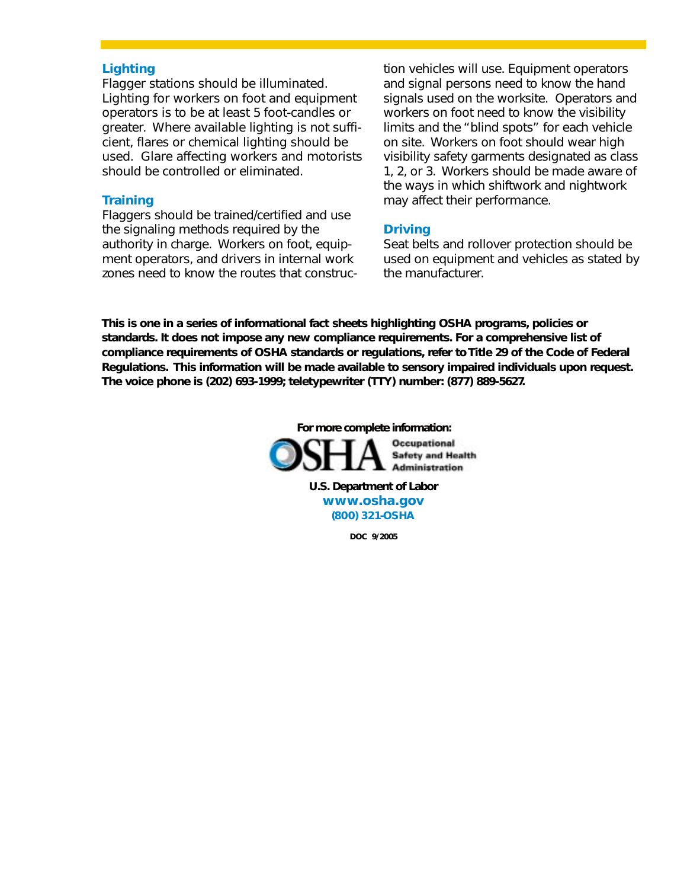## Lighting

Flagger stations should be illuminated. Lighting for workers on foot and equipment operators is to be at least 5 foot-candles or greater. Where available lighting is not sufficient, flares or chemical lighting should be used. Glare affecting workers and motorists should be controlled or eliminated.

## Training

Flaggers should be trained/certified and use the signaling methods required by the authority in charge. Workers on foot, equipment operators, and drivers in internal work zones need to know the routes that construction vehicles will use. Equipment operators and signal persons need to know the hand signals used on the worksite. Operators and workers on foot need to know the visibility limits and the "blind spots" for each vehicle on site. Workers on foot should wear high visibility safety garments designated as class 1, 2, or 3. Workers should be made aware of the ways in which shiftwork and nightwork may affect their performance.

## Driving

Seat belts and rollover protection should be used on equipment and vehicles as stated by the manufacturer.

**This is one in a series of informational fact sheets highlighting OSHA programs, policies or standards. It does not impose any new compliance requirements. For a comprehensive list of compliance requirements of OSHA standards or regulations, refer to Title 29 of the Code of Federal Regulations. This information will be made available to sensory impaired individuals upon request. The voice phone is (202) 693-1999; teletypewriter (TTY) number: (877) 889-5627.**

**For more complete information:**

OSHA Occupational Safety and Health Administration

**U.S. Department of Labor**

**www.osha.gov**

**(800) 321-OSHA**

**DOC 9/2005**